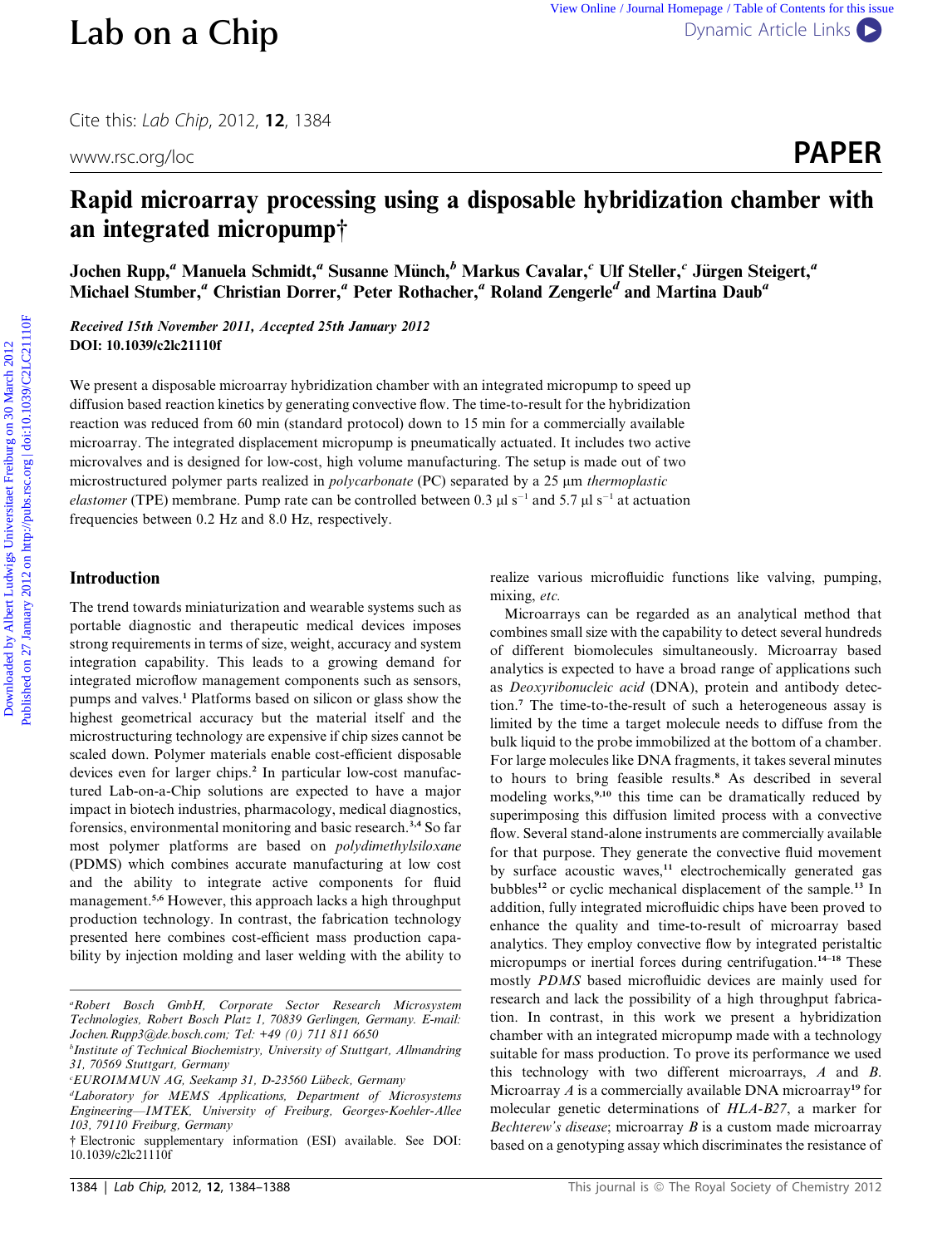# Rapid microarray processing using a disposable hybridization chamber with an integrated micropump†

Jochen Rupp,[a] Manuela Schmidt,[a] Susanne Münch,[b] Markus Cavalar,[c] Ulf Steller,[c] Jürgen Steigert,[a] Michael Stumber,[a] Christian Dorrer,[a] Peter Rothacher,[a] Roland Zengerle[d] and Martina Daub[a]

***Received 15th November 2011, Accepted 25th January 2012***
**DOI: 10.1039/c2lc21110f**

We present a disposable microarray hybridization chamber with an integrated micropump to speed up diffusion based reaction kinetics by generating convective flow. The time-to-result for the hybridization reaction was reduced from 60 min (standard protocol) down to 15 min for a commercially available microarray. The integrated displacement micropump is pneumatically actuated. It includes two active microvalves and is designed for low-cost, high volume manufacturing. The setup is made out of two microstructured polymer parts realized in *polycarbonate* (PC) separated by a 25 μm *thermoplastic elastomer* (TPE) membrane. Pump rate can be controlled between 0.3 μl $s^{-1}$ and 5.7 μl $s^{-1}$ at actuation frequencies between 0.2 Hz and 8.0 Hz, respectively.

## Introduction

The trend towards miniaturization and wearable systems such as portable diagnostic and therapeutic medical devices imposes strong requirements in terms of size, weight, accuracy and system integration capability. This leads to a growing demand for integrated microflow management components such as sensors, pumps and valves.[1] Platforms based on silicon or glass show the highest geometrical accuracy but the material itself and the microstructuring technology are expensive if chip sizes cannot be scaled down. Polymer materials enable cost-efficient disposable devices even for larger chips.[2] In particular low-cost manufactured Lab-on-a-Chip solutions are expected to have a major impact in biotech industries, pharmacology, medical diagnostics, forensics, environmental monitoring and basic research.[3,4] So far most polymer platforms are based on *polydimethylsiloxane* (PDMS) which combines accurate manufacturing at low cost and the ability to integrate active components for fluid management.[5,6] However, this approach lacks a high throughput production technology. In contrast, the fabrication technology presented here combines cost-efficient mass production capability by injection molding and laser welding with the ability to realize various microfluidic functions like valving, pumping, mixing, *etc.*

Microarrays can be regarded as an analytical method that combines small size with the capability to detect several hundreds of different biomolecules simultaneously. Microarray based analytics is expected to have a broad range of applications such as *Deoxyribonucleic acid* (DNA), protein and antibody detection.[7] The time-to-the-result of such a heterogeneous assay is limited by the time a target molecule needs to diffuse from the bulk liquid to the probe immobilized at the bottom of a chamber. For large molecules like DNA fragments, it takes several minutes to hours to bring feasible results.[8] As described in several modeling works,[9,10] this time can be dramatically reduced by superimposing this diffusion limited process with a convective flow. Several stand-alone instruments are commercially available for that purpose. They generate the convective fluid movement by surface acoustic waves,[11] electrochemically generated gas bubbles[12] or cyclic mechanical displacement of the sample.[13] In addition, fully integrated microfluidic chips have been proved to enhance the quality and time-to-result of microarray based analytics. They employ convective flow by integrated peristaltic micropumps or inertial forces during centrifugation.[14–18] These mostly *PDMS* based microfluidic devices are mainly used for research and lack the possibility of a high throughput fabrication. In contrast, in this work we present a hybridization chamber with an integrated micropump made with a technology suitable for mass production. To prove its performance we used this technology with two different microarrays, *A* and *B*. Microarray *A* is a commercially available DNA microarray[19] for molecular genetic determinations of *HLA-B27*, a marker for *Bechterew's disease*; microarray *B* is a custom made microarray based on a genotyping assay which discriminates the resistance of

[a]*Robert Bosch GmbH, Corporate Sector Research Microsystem Technologies, Robert Bosch Platz 1, 70839 Gerlingen, Germany. E-mail: Jochen.Rupp3@de.bosch.com; Tel: +49 (0) 711 811 6650*
[b]*Institute of Technical Biochemistry, University of Stuttgart, Allmandring 31, 70569 Stuttgart, Germany*
[c]*EUROIMMUN AG, Seekamp 31, D-23560 Lübeck, Germany*
[d]*Laboratory for MEMS Applications, Department of Microsystems Engineering—IMTEK, University of Freiburg, Georges-Koehler-Allee 103, 79110 Freiburg, Germany*
† Electronic supplementary information (ESI) available. See DOI: 10.1039/c2lc21110f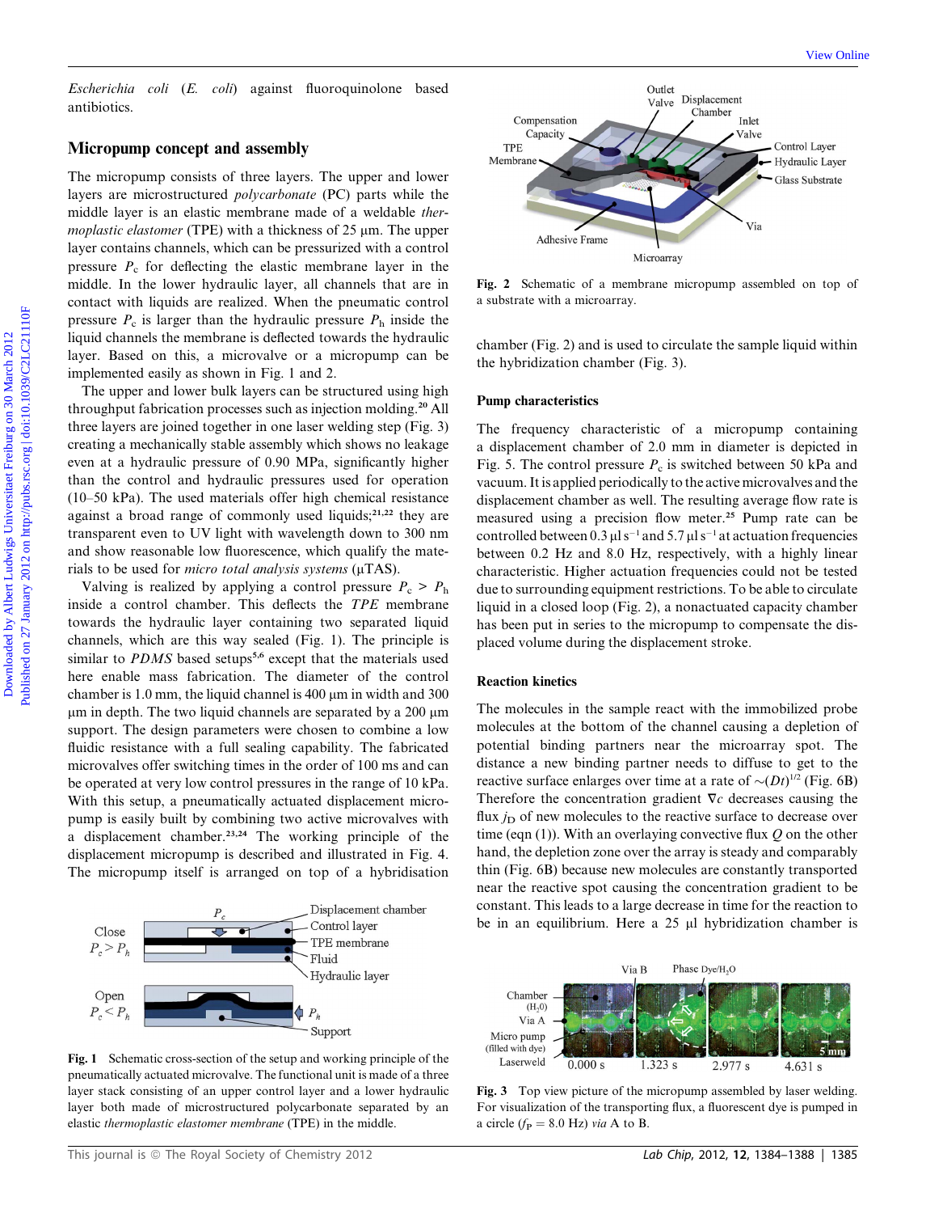*Escherichia coli* (*E. coli*) against fluoroquinolone based antibiotics.

## Micropump concept and assembly

The micropump consists of three layers. The upper and lower layers are microstructured *polycarbonate* (PC) parts while the middle layer is an elastic membrane made of a weldable *thermoplastic elastomer* (TPE) with a thickness of 25 µm. The upper layer contains channels, which can be pressurized with a control pressure $P_c$ for deflecting the elastic membrane layer in the middle. In the lower hydraulic layer, all channels that are in contact with liquids are realized. When the pneumatic control pressure $P_c$ is larger than the hydraulic pressure $P_h$ inside the liquid channels the membrane is deflected towards the hydraulic layer. Based on this, a microvalve or a micropump can be implemented easily as shown in Fig. 1 and 2.

The upper and lower bulk layers can be structured using high throughput fabrication processes such as injection molding.[20] All three layers are joined together in one laser welding step (Fig. 3) creating a mechanically stable assembly which shows no leakage even at a hydraulic pressure of 0.90 MPa, significantly higher than the control and hydraulic pressures used for operation (10–50 kPa). The used materials offer high chemical resistance against a broad range of commonly used liquids;[21,22] they are transparent even to UV light with wavelength down to 300 nm and show reasonable low fluorescence, which qualify the materials to be used for *micro total analysis systems* (µTAS).

Valving is realized by applying a control pressure $P_c > P_h$ inside a control chamber. This deflects the *TPE* membrane towards the hydraulic layer containing two separated liquid channels, which are this way sealed (Fig. 1). The principle is similar to *PDMS* based setups[5,6] except that the materials used here enable mass fabrication. The diameter of the control chamber is 1.0 mm, the liquid channel is 400 µm in width and 300 µm in depth. The two liquid channels are separated by a 200 µm support. The design parameters were chosen to combine a low fluidic resistance with a full sealing capability. The fabricated microvalves offer switching times in the order of 100 ms and can be operated at very low control pressures in the range of 10 kPa. With this setup, a pneumatically actuated displacement micropump is easily built by combining two active microvalves with a displacement chamber.[23,24] The working principle of the displacement micropump is described and illustrated in Fig. 4. The micropump itself is arranged on top of a hybridisation chamber (Fig. 2) and is used to circulate the sample liquid within the hybridization chamber (Fig. 3).

Fig. 1 Schematic cross-section of the setup and working principle of the pneumatically actuated microvalve. The functional unit is made of a three layer stack consisting of an upper control layer and a lower hydraulic layer both made of microstructured polycarbonate separated by an elastic *thermoplastic elastomer membrane* (TPE) in the middle.

Fig. 2 Schematic of a membrane micropump assembled on top of a substrate with a microarray.

### Pump characteristics

The frequency characteristic of a micropump containing a displacement chamber of 2.0 mm in diameter is depicted in Fig. 5. The control pressure $P_c$ is switched between 50 kPa and vacuum. It is applied periodically to the active microvalves and the displacement chamber as well. The resulting average flow rate is measured using a precision flow meter.[25] Pump rate can be controlled between 0.3 µl s$^{-1}$ and 5.7 µl s$^{-1}$ at actuation frequencies between 0.2 Hz and 8.0 Hz, respectively, with a highly linear characteristic. Higher actuation frequencies could not be tested due to surrounding equipment restrictions. To be able to circulate liquid in a closed loop (Fig. 2), a nonactuated capacity chamber has been put in series to the micropump to compensate the displaced volume during the displacement stroke.

### Reaction kinetics

The molecules in the sample react with the immobilized probe molecules at the bottom of the channel causing a depletion of potential binding partners near the microarray spot. The distance a new binding partner needs to diffuse to get to the reactive surface enlarges over time at a rate of $\sim(Dt)^{1/2}$ (Fig. 6B) Therefore the concentration gradient $\nabla c$ decreases causing the flux $j_D$ of new molecules to the reactive surface to decrease over time (eqn (1)). With an overlaying convective flux $Q$ on the other hand, the depletion zone over the array is steady and comparably thin (Fig. 6B) because new molecules are constantly transported near the reactive spot causing the concentration gradient to be constant. This leads to a large decrease in time for the reaction to be in an equilibrium. Here a 25 µl hybridization chamber is

Fig. 3 Top view picture of the micropump assembled by laser welding. For visualization of the transporting flux, a fluorescent dye is pumped in a circle ($f_P = 8.0$ Hz) *via* A to B.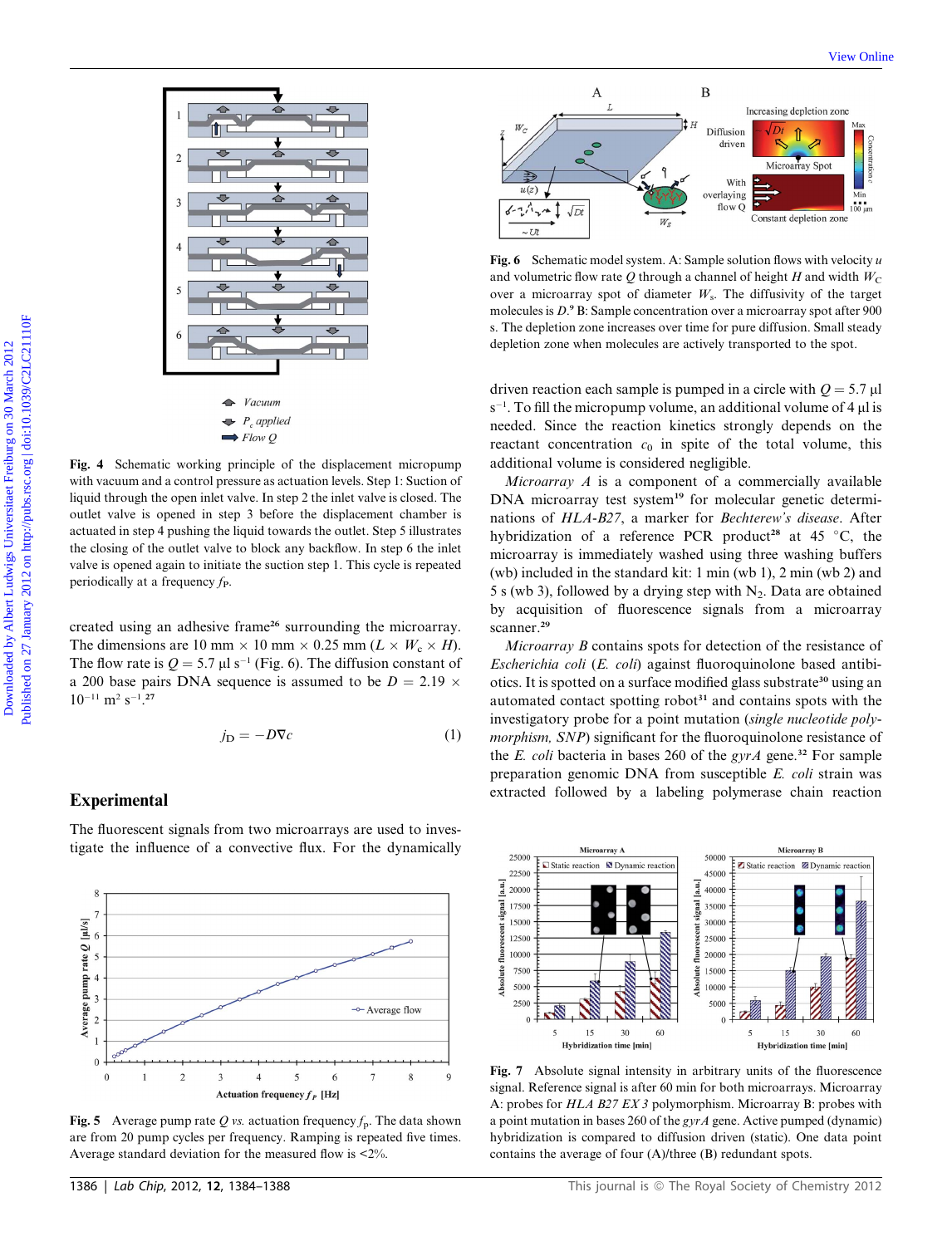Fig. 4 Schematic working principle of the displacement micropump with vacuum and a control pressure as actuation levels. Step 1: Suction of liquid through the open inlet valve. In step 2 the inlet valve is closed. The outlet valve is opened in step 3 before the displacement chamber is actuated in step 4 pushing the liquid towards the outlet. Step 5 illustrates the closing of the outlet valve to block any backflow. In step 6 the inlet valve is opened again to initiate the suction step 1. This cycle is repeated periodically at a frequency $f_P$.

created using an adhesive frame[26] surrounding the microarray. The dimensions are 10 mm × 10 mm × 0.25 mm ($L$ × $W_c$ × $H$). The flow rate is $Q$ = 5.7 μl s$^{-1}$ (Fig. 6). The diffusion constant of a 200 base pairs DNA sequence is assumed to be $D$ = 2.19 × 10$^{-11}$ m$^2$ s$^{-1}$.[27]

$$j_D = -D\nabla c \qquad (1)$$

## Experimental

The fluorescent signals from two microarrays are used to investigate the influence of a convective flux. For the dynamically driven reaction each sample is pumped in a circle with $Q$ = 5.7 μl s$^{-1}$. To fill the micropump volume, an additional volume of 4 μl is needed. Since the reaction kinetics strongly depends on the reactant concentration $c_0$ in spite of the total volume, this additional volume is considered negligible.

*Microarray A* is a component of a commercially available DNA microarray test system[19] for molecular genetic determinations of *HLA-B27*, a marker for *Bechterew's disease*. After hybridization of a reference PCR product[28] at 45 °C, the microarray is immediately washed using three washing buffers (wb) included in the standard kit: 1 min (wb 1), 2 min (wb 2) and 5 s (wb 3), followed by a drying step with $N_2$. Data are obtained by acquisition of fluorescence signals from a microarray scanner.[29]

*Microarray B* contains spots for detection of the resistance of *Escherichia coli* (*E. coli*) against fluoroquinolone based antibiotics. It is spotted on a surface modified glass substrate[30] using an automated contact spotting robot[31] and contains spots with the investigatory probe for a point mutation (*single nucleotide polymorphism, SNP*) significant for the fluoroquinolone resistance of the *E. coli* bacteria in bases 260 of the *gyrA* gene.[32] For sample preparation genomic DNA from susceptible *E. coli* strain was extracted followed by a labeling polymerase chain reaction

Fig. 5 Average pump rate $Q$ *vs.* actuation frequency $f_P$. The data shown are from 20 pump cycles per frequency. Ramping is repeated five times. Average standard deviation for the measured flow is <2%.

Fig. 6 Schematic model system. A: Sample solution flows with velocity $u$ and volumetric flow rate $Q$ through a channel of height $H$ and width $W_C$ over a microarray spot of diameter $W_s$. The diffusivity of the target molecules is $D$.[9] B: Sample concentration over a microarray spot after 900 s. The depletion zone increases over time for pure diffusion. Small steady depletion zone when molecules are actively transported to the spot.

Fig. 7 Absolute signal intensity in arbitrary units of the fluorescence signal. Reference signal is after 60 min for both microarrays. Microarray A: probes for *HLA B27 EX 3* polymorphism. Microarray B: probes with a point mutation in bases 260 of the *gyrA* gene. Active pumped (dynamic) hybridization is compared to diffusion driven (static). One data point contains the average of four (A)/three (B) redundant spots.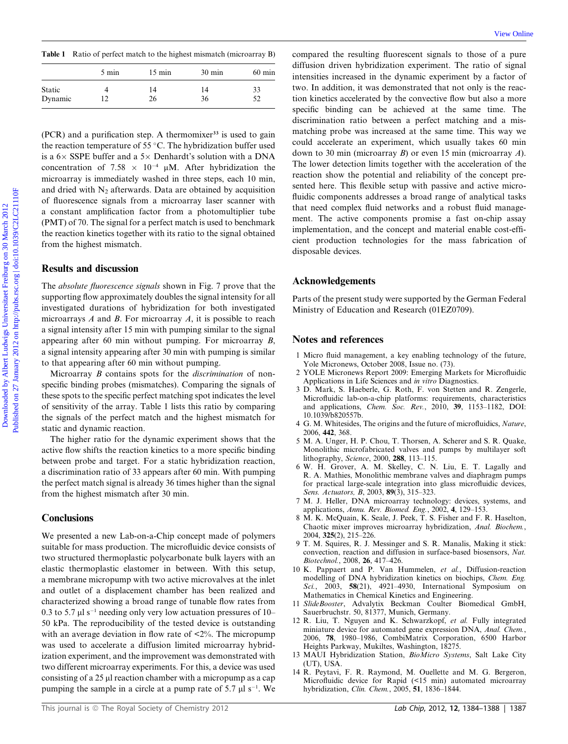Table 1 Ratio of perfect match to the highest mismatch (microarray B)

| | 5 min | 15 min | 30 min | 60 min |
|---|---|---|---|---|
| Static | 4 | 14 | 14 | 33 |
| Dynamic | 12 | 26 | 36 | 52 |

(PCR) and a purification step. A thermomixer[33] is used to gain the reaction temperature of 55 °C. The hybridization buffer used is a 6× SSPE buffer and a 5× Denhardt's solution with a DNA concentration of $7.58 \times 10^{-4}$ μM. After hybridization the microarray is immediately washed in three steps, each 10 min, and dried with $N_2$ afterwards. Data are obtained by acquisition of fluorescence signals from a microarray laser scanner with a constant amplification factor from a photomultiplier tube (PMT) of 70. The signal for a perfect match is used to benchmark the reaction kinetics together with its ratio to the signal obtained from the highest mismatch.

## Results and discussion

The *absolute fluorescence signals* shown in Fig. 7 prove that the supporting flow approximately doubles the signal intensity for all investigated durations of hybridization for both investigated microarrays *A* and *B*. For microarray *A*, it is possible to reach a signal intensity after 15 min with pumping similar to the signal appearing after 60 min without pumping. For microarray *B*, a signal intensity appearing after 30 min with pumping is similar to that appearing after 60 min without pumping.

Microarray *B* contains spots for the *discrimination* of non-specific binding probes (mismatches). Comparing the signals of these spots to the specific perfect matching spot indicates the level of sensitivity of the array. Table 1 lists this ratio by comparing the signals of the perfect match and the highest mismatch for static and dynamic reaction.

The higher ratio for the dynamic experiment shows that the active flow shifts the reaction kinetics to a more specific binding between probe and target. For a static hybridization reaction, a discrimination ratio of 33 appears after 60 min. With pumping the perfect match signal is already 36 times higher than the signal from the highest mismatch after 30 min.

## Conclusions

We presented a new Lab-on-a-Chip concept made of polymers suitable for mass production. The microfluidic device consists of two structured thermoplastic polycarbonate bulk layers with an elastic thermoplastic elastomer in between. With this setup, a membrane micropump with two active microvalves at the inlet and outlet of a displacement chamber has been realized and characterized showing a broad range of tunable flow rates from 0.3 to 5.7 μl $s^{-1}$ needing only very low actuation pressures of 10–50 kPa. The reproducibility of the tested device is outstanding with an average deviation in flow rate of <2%. The micropump was used to accelerate a diffusion limited microarray hybridization experiment, and the improvement was demonstrated with two different microarray experiments. For this, a device was used consisting of a 25 μl reaction chamber with a micropump as a cap pumping the sample in a circle at a pump rate of 5.7 μl $s^{-1}$. We compared the resulting fluorescent signals to those of a pure diffusion driven hybridization experiment. The ratio of signal intensities increased in the dynamic experiment by a factor of two. In addition, it was demonstrated that not only is the reaction kinetics accelerated by the convective flow but also a more specific binding can be achieved at the same time. The discrimination ratio between a perfect matching and a mismatching probe was increased at the same time. This way we could accelerate an experiment, which usually takes 60 min down to 30 min (microarray *B*) or even 15 min (microarray *A*). The lower detection limits together with the acceleration of the reaction show the potential and reliability of the concept presented here. This flexible setup with passive and active microfluidic components addresses a broad range of analytical tasks that need complex fluid networks and a robust fluid management. The active components promise a fast on-chip assay implementation, and the concept and material enable cost-efficient production technologies for the mass fabrication of disposable devices.

## Acknowledgements

Parts of the present study were supported by the German Federal Ministry of Education and Research (01EZ0709).

## Notes and references

1 Micro fluid management, a key enabling technology of the future, Yole Micronews, October 2008, Issue no. (73).
2 YOLE Micronews Report 2009: Emerging Markets for Microfluidic Applications in Life Sciences and *in vitro* Diagnostics.
3 D. Mark, S. Haeberle, G. Roth, F. von Stetten and R. Zengerle, Microfluidic lab-on-a-chip platforms: requirements, characteristics and applications, *Chem. Soc. Rev.*, 2010, **39**, 1153–1182, DOI: 10.1039/b820557b.
4 G. M. Whitesides, The origins and the future of microfluidics, *Nature*, 2006, **442**, 368.
5 M. A. Unger, H. P. Chou, T. Thorsen, A. Scherer and S. R. Quake, Monolithic microfabricated valves and pumps by multilayer soft lithography, *Science*, 2000, **288**, 113–115.
6 W. H. Grover, A. M. Skelley, C. N. Liu, E. T. Lagally and R. A. Mathies, Monolithic membrane valves and diaphragm pumps for practical large-scale integration into glass microfluidic devices, *Sens. Actuators, B*, 2003, **89**(3), 315–323.
7 M. J. Heller, DNA microarray technology: devices, systems, and applications, *Annu. Rev. Biomed. Eng.*, 2002, **4**, 129–153.
8 M. K. McQuain, K. Seale, J. Peek, T. S. Fisher and F. R. Haselton, Chaotic mixer improves microarray hybridization, *Anal. Biochem.*, 2004, **325**(2), 215–226.
9 T. M. Squires, R. J. Messinger and S. R. Manalis, Making it stick: convection, reaction and diffusion in surface-based biosensors, *Nat. Biotechnol.*, 2008, **26**, 417–426.
10 K. Pappaert and P. Van Hummelen, *et al.*, Diffusion-reaction modelling of DNA hybridization kinetics on biochips, *Chem. Eng. Sci.*, 2003, **58**(21), 4921–4930, International Symposium on Mathematics in Chemical Kinetics and Engineering.
11 *SlideBooster*, Advalytix Beckman Coulter Biomedical GmbH, Sauerbruchstr. 50, 81377, Munich, Germany.
12 R. Liu, T. Nguyen and K. Schwarzkopf, *et al.* Fully integrated miniature device for automated gene expression DNA, *Anal. Chem.*, 2006, **78**, 1980–1986, CombiMatrix Corporation, 6500 Harbor Heights Parkway, Mukiltes, Washington, 18275.
13 MAUI Hybridization Station, *BioMicro Systems*, Salt Lake City (UT), USA.
14 R. Peytavi, F. R. Raymond, M. Ouellette and M. G. Bergeron, Microfluidic device for Rapid (<15 min) automated microarray hybridization, *Clin. Chem.*, 2005, **51**, 1836–1844.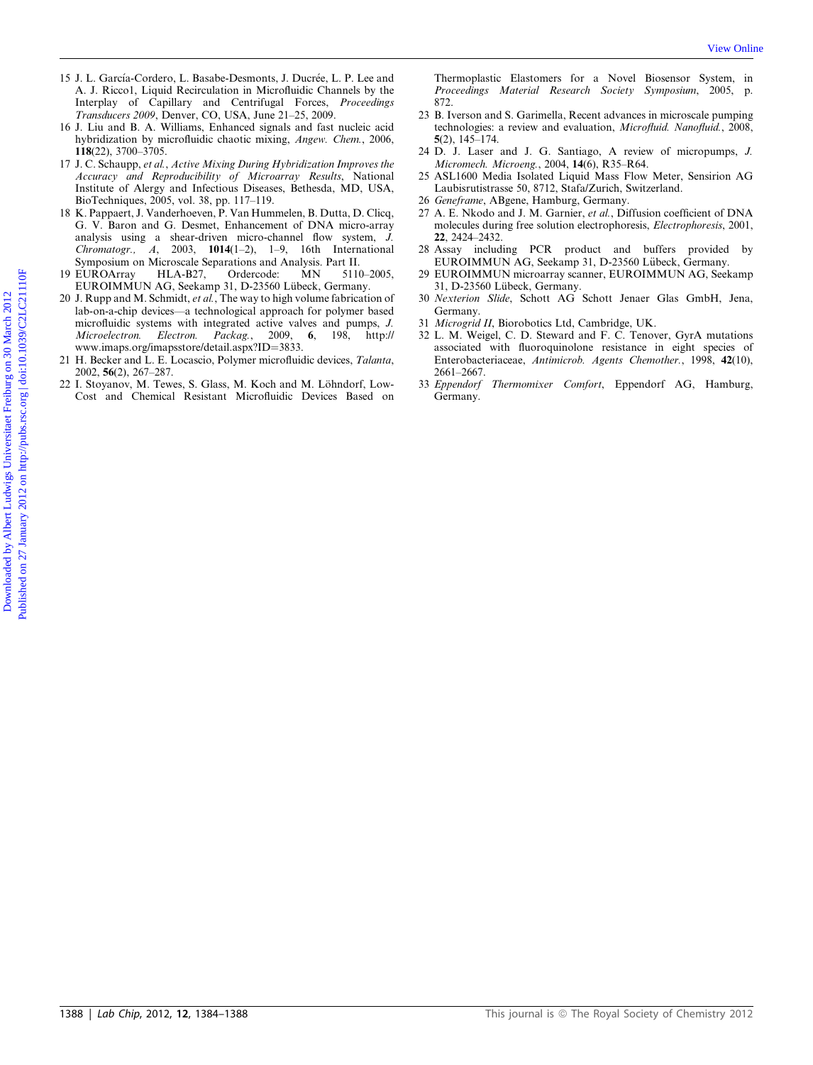15 J. L. García-Cordero, L. Basabe-Desmonts, J. Ducrée, L. P. Lee and A. J. Ricco1, Liquid Recirculation in Microfluidic Channels by the Interplay of Capillary and Centrifugal Forces, *Proceedings Transducers 2009*, Denver, CO, USA, June 21–25, 2009.

16 J. Liu and B. A. Williams, Enhanced signals and fast nucleic acid hybridization by microfluidic chaotic mixing, *Angew. Chem.*, 2006, **118**(22), 3700–3705.

17 J. C. Schaupp, *et al.*, *Active Mixing During Hybridization Improves the Accuracy and Reproducibility of Microarray Results*, National Institute of Alergy and Infectious Diseases, Bethesda, MD, USA, BioTechniques, 2005, vol. 38, pp. 117–119.

18 K. Pappaert, J. Vanderhoeven, P. Van Hummelen, B. Dutta, D. Clicq, G. V. Baron and G. Desmet, Enhancement of DNA micro-array analysis using a shear-driven micro-channel flow system, *J. Chromatogr., A*, 2003, **1014**(1–2), 1–9, 16th International Symposium on Microscale Separations and Analysis. Part II.

19 EUROArray HLA-B27, Ordercode: MN 5110–2005, EUROIMMUN AG, Seekamp 31, D-23560 Lübeck, Germany.

20 J. Rupp and M. Schmidt, *et al.*, The way to high volume fabrication of lab-on-a-chip devices—a technological approach for polymer based microfluidic systems with integrated active valves and pumps, *J. Microelectron. Electron. Packag.*, 2009, **6**, 198, http://www.imaps.org/imapsstore/detail.aspx?ID=3833.

21 H. Becker and L. E. Locascio, Polymer microfluidic devices, *Talanta*, 2002, **56**(2), 267–287.

22 I. Stoyanov, M. Tewes, S. Glass, M. Koch and M. Löhndorf, Low-Cost and Chemical Resistant Microfluidic Devices Based on Thermoplastic Elastomers for a Novel Biosensor System, in *Proceedings Material Research Society Symposium*, 2005, p. 872.

23 B. Iverson and S. Garimella, Recent advances in microscale pumping technologies: a review and evaluation, *Microfluid. Nanofluid.*, 2008, **5**(2), 145–174.

24 D. J. Laser and J. G. Santiago, A review of micropumps, *J. Micromech. Microeng.*, 2004, **14**(6), R35–R64.

25 ASL1600 Media Isolated Liquid Mass Flow Meter, Sensirion AG Laubisrutistrasse 50, 8712, Stafa/Zurich, Switzerland.

26 *Geneframe*, ABgene, Hamburg, Germany.

27 A. E. Nkodo and J. M. Garnier, *et al.*, Diffusion coefficient of DNA molecules during free solution electrophoresis, *Electrophoresis*, 2001, **22**, 2424–2432.

28 Assay including PCR product and buffers provided by EUROIMMUN AG, Seekamp 31, D-23560 Lübeck, Germany.

29 EUROIMMUN microarray scanner, EUROIMMUN AG, Seekamp 31, D-23560 Lübeck, Germany.

30 *Nexterion Slide*, Schott AG Schott Jenaer Glas GmbH, Jena, Germany.

31 *Microgrid II*, Biorobotics Ltd, Cambridge, UK.

32 L. M. Weigel, C. D. Steward and F. C. Tenover, GyrA mutations associated with fluoroquinolone resistance in eight species of Enterobacteriaceae, *Antimicrob. Agents Chemother.*, 1998, **42**(10), 2661–2667.

33 *Eppendorf Thermomixer Comfort*, Eppendorf AG, Hamburg, Germany.